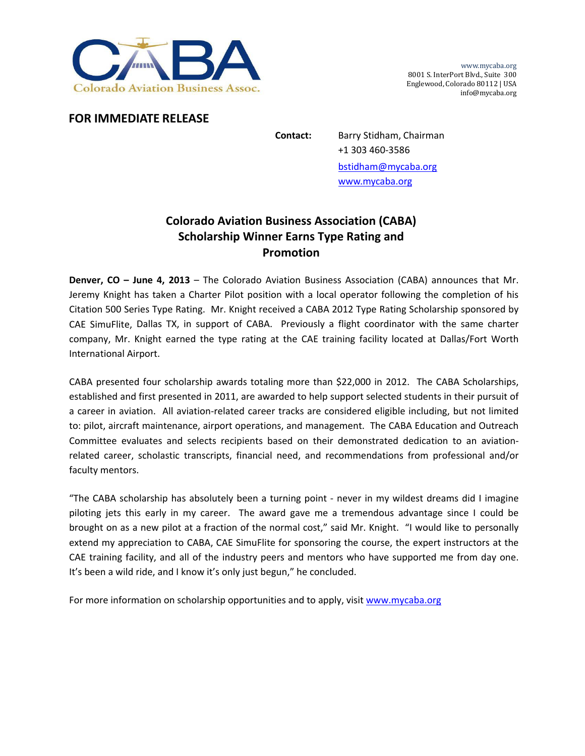CABA

Colorado Aviation Business Assoc.

www.mycaba.org
8001 S. InterPort Blvd., Suite 300
Englewood, Colorado 80112 | USA
info@mycaba.org

**FOR IMMEDIATE RELEASE**

**Contact:** Barry Stidham, Chairman
+1 303 460-3586
bstidham@mycaba.org
www.mycaba.org

## Colorado Aviation Business Association (CABA) Scholarship Winner Earns Type Rating and Promotion

**Denver, CO – June 4, 2013** – The Colorado Aviation Business Association (CABA) announces that Mr. Jeremy Knight has taken a Charter Pilot position with a local operator following the completion of his Citation 500 Series Type Rating. Mr. Knight received a CABA 2012 Type Rating Scholarship sponsored by CAE SimuFlite, Dallas TX, in support of CABA. Previously a flight coordinator with the same charter company, Mr. Knight earned the type rating at the CAE training facility located at Dallas/Fort Worth International Airport.

CABA presented four scholarship awards totaling more than $22,000 in 2012. The CABA Scholarships, established and first presented in 2011, are awarded to help support selected students in their pursuit of a career in aviation. All aviation-related career tracks are considered eligible including, but not limited to: pilot, aircraft maintenance, airport operations, and management. The CABA Education and Outreach Committee evaluates and selects recipients based on their demonstrated dedication to an aviation-related career, scholastic transcripts, financial need, and recommendations from professional and/or faculty mentors.

"The CABA scholarship has absolutely been a turning point - never in my wildest dreams did I imagine piloting jets this early in my career. The award gave me a tremendous advantage since I could be brought on as a new pilot at a fraction of the normal cost," said Mr. Knight. "I would like to personally extend my appreciation to CABA, CAE SimuFlite for sponsoring the course, the expert instructors at the CAE training facility, and all of the industry peers and mentors who have supported me from day one. It's been a wild ride, and I know it's only just begun," he concluded.

For more information on scholarship opportunities and to apply, visit www.mycaba.org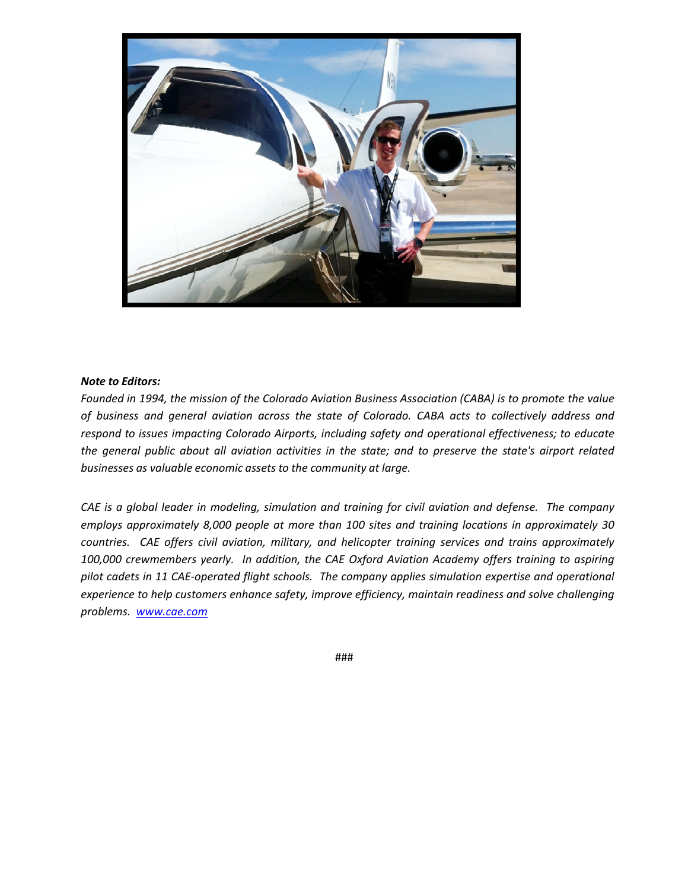***Note to Editors:***

*Founded in 1994, the mission of the Colorado Aviation Business Association (CABA) is to promote the value of business and general aviation across the state of Colorado. CABA acts to collectively address and respond to issues impacting Colorado Airports, including safety and operational effectiveness; to educate the general public about all aviation activities in the state; and to preserve the state's airport related businesses as valuable economic assets to the community at large.*

*CAE is a global leader in modeling, simulation and training for civil aviation and defense. The company employs approximately 8,000 people at more than 100 sites and training locations in approximately 30 countries. CAE offers civil aviation, military, and helicopter training services and trains approximately 100,000 crewmembers yearly. In addition, the CAE Oxford Aviation Academy offers training to aspiring pilot cadets in 11 CAE-operated flight schools. The company applies simulation expertise and operational experience to help customers enhance safety, improve efficiency, maintain readiness and solve challenging problems. [www.cae.com](http://www.cae.com)*

###